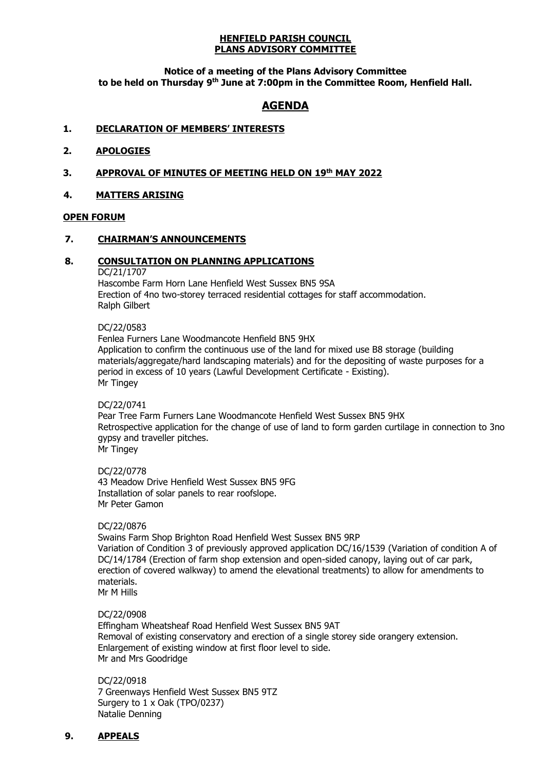**HENFIELD PARISH COUNCIL**
**PLANS ADVISORY COMMITTEE**

**Notice of a meeting of the Plans Advisory Committee to be held on Thursday 9th June at 7:00pm in the Committee Room, Henfield Hall.**

# AGENDA

## 1. DECLARATION OF MEMBERS' INTERESTS

## 2. APOLOGIES

## 3. APPROVAL OF MINUTES OF MEETING HELD ON 19th MAY 2022

## 4. MATTERS ARISING

## OPEN FORUM

## 7. CHAIRMAN'S ANNOUNCEMENTS

## 8. CONSULTATION ON PLANNING APPLICATIONS

DC/21/1707
Hascombe Farm Horn Lane Henfield West Sussex BN5 9SA
Erection of 4no two-storey terraced residential cottages for staff accommodation.
Ralph Gilbert

DC/22/0583
Fenlea Furners Lane Woodmancote Henfield BN5 9HX
Application to confirm the continuous use of the land for mixed use B8 storage (building materials/aggregate/hard landscaping materials) and for the depositing of waste purposes for a period in excess of 10 years (Lawful Development Certificate - Existing).
Mr Tingey

DC/22/0741
Pear Tree Farm Furners Lane Woodmancote Henfield West Sussex BN5 9HX
Retrospective application for the change of use of land to form garden curtilage in connection to 3no gypsy and traveller pitches.
Mr Tingey

DC/22/0778
43 Meadow Drive Henfield West Sussex BN5 9FG
Installation of solar panels to rear roofslope.
Mr Peter Gamon

DC/22/0876
Swains Farm Shop Brighton Road Henfield West Sussex BN5 9RP
Variation of Condition 3 of previously approved application DC/16/1539 (Variation of condition A of DC/14/1784 (Erection of farm shop extension and open-sided canopy, laying out of car park, erection of covered walkway) to amend the elevational treatments) to allow for amendments to materials.
Mr M Hills

DC/22/0908
Effingham Wheatsheaf Road Henfield West Sussex BN5 9AT
Removal of existing conservatory and erection of a single storey side orangery extension. Enlargement of existing window at first floor level to side.
Mr and Mrs Goodridge

DC/22/0918
7 Greenways Henfield West Sussex BN5 9TZ
Surgery to 1 x Oak (TPO/0237)
Natalie Denning

## 9. APPEALS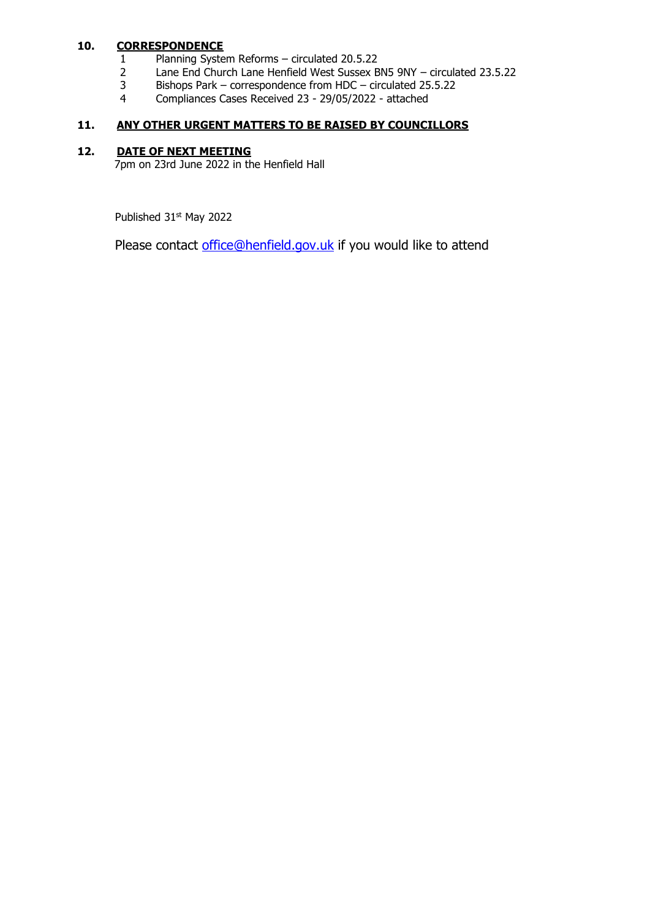## 10. CORRESPONDENCE

1. Planning System Reforms – circulated 20.5.22
2. Lane End Church Lane Henfield West Sussex BN5 9NY – circulated 23.5.22
3. Bishops Park – correspondence from HDC – circulated 25.5.22
4. Compliances Cases Received 23 - 29/05/2022 - attached

## 11. ANY OTHER URGENT MATTERS TO BE RAISED BY COUNCILLORS

## 12. DATE OF NEXT MEETING

7pm on 23rd June 2022 in the Henfield Hall

Published 31st May 2022

Please contact office@henfield.gov.uk if you would like to attend